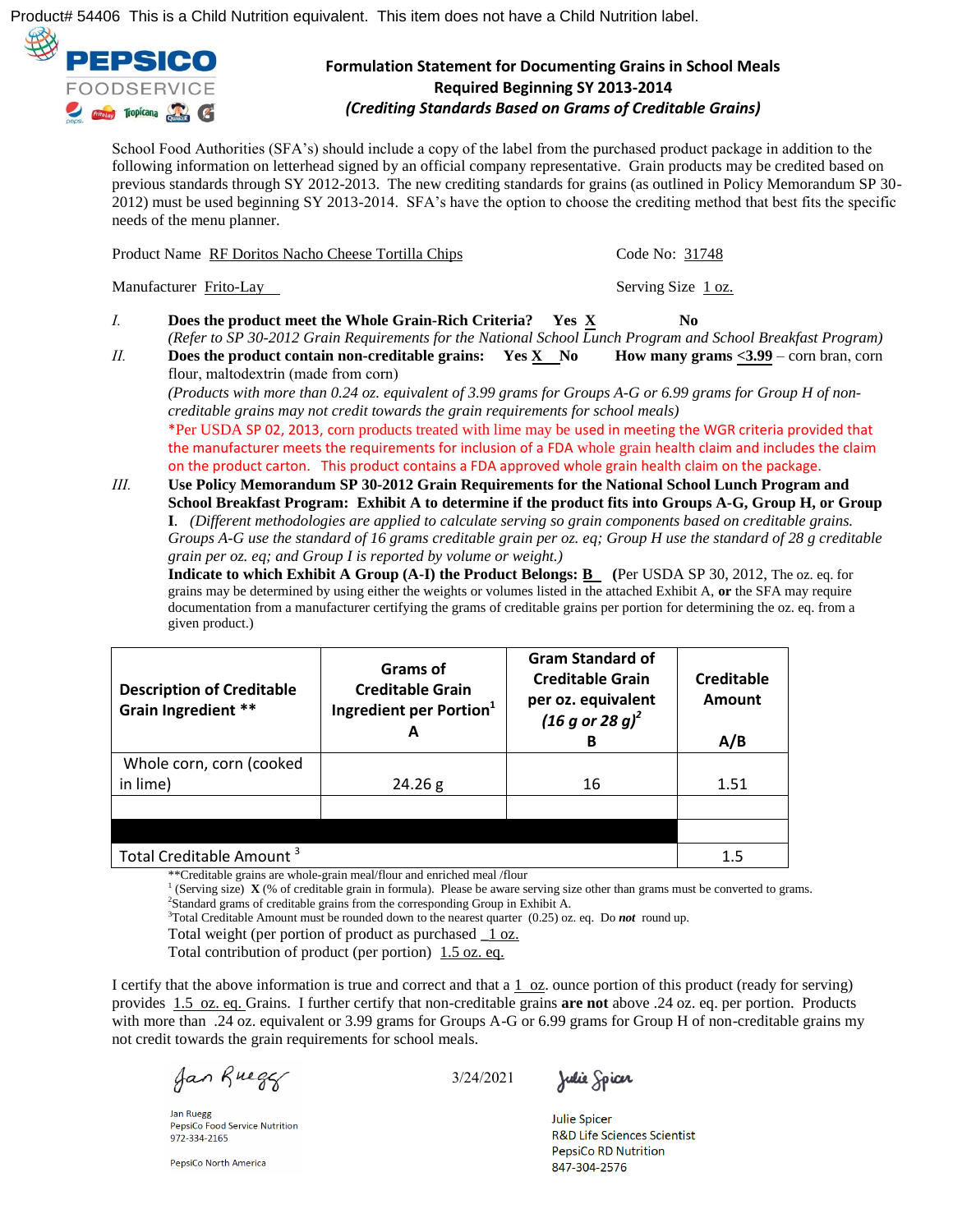Product# 54406 This is a Child Nutrition equivalent. This item does not have a Child Nutrition label.

PEPSICO FOODSERVICE

# Formulation Statement for Documenting Grains in School Meals
## Required Beginning SY 2013-2014
### *(Crediting Standards Based on Grams of Creditable Grains)*

School Food Authorities (SFA's) should include a copy of the label from the purchased product package in addition to the following information on letterhead signed by an official company representative. Grain products may be credited based on previous standards through SY 2012-2013. The new crediting standards for grains (as outlined in Policy Memorandum SP 30-2012) must be used beginning SY 2013-2014. SFA's have the option to choose the crediting method that best fits the specific needs of the menu planner.

Product Name RF Doritos Nacho Cheese Tortilla Chips  Code No: 31748

Manufacturer Frito-Lay  Serving Size 1 oz.

I. **Does the product meet the Whole Grain-Rich Criteria? Yes X No**
*(Refer to SP 30-2012 Grain Requirements for the National School Lunch Program and School Breakfast Program)*

II. **Does the product contain non-creditable grains: Yes X No How many grams <3.99** – corn bran, corn flour, maltodextrin (made from corn)
*(Products with more than 0.24 oz. equivalent of 3.99 grams for Groups A-G or 6.99 grams for Group H of non-creditable grains may not credit towards the grain requirements for school meals)*
*Per USDA SP 02, 2013, corn products treated with lime may be used in meeting the WGR criteria provided that the manufacturer meets the requirements for inclusion of a FDA whole grain health claim and includes the claim on the product carton. This product contains a FDA approved whole grain health claim on the package.

III. **Use Policy Memorandum SP 30-2012 Grain Requirements for the National School Lunch Program and School Breakfast Program: Exhibit A to determine if the product fits into Groups A-G, Group H, or Group I.** *(Different methodologies are applied to calculate serving so grain components based on creditable grains. Groups A-G use the standard of 16 grams creditable grain per oz. eq; Group H use the standard of 28 g creditable grain per oz. eq; and Group I is reported by volume or weight.)*
**Indicate to which Exhibit A Group (A-I) the Product Belongs: B** (Per USDA SP 30, 2012, The oz. eq. for grains may be determined by using either the weights or volumes listed in the attached Exhibit A, **or** the SFA may require documentation from a manufacturer certifying the grams of creditable grains per portion for determining the oz. eq. from a given product.)

| Description of Creditable Grain Ingredient ** | Grams of Creditable Grain Ingredient per Portion[1] A | Gram Standard of Creditable Grain per oz. equivalent *(16 g or 28 g)*[2] B | Creditable Amount A/B |
|---|---|---|---|
| Whole corn, corn (cooked in lime) | 24.26 g | 16 | 1.51 |
| | | | |
| | | | |
| Total Creditable Amount [3] | | | 1.5 |

**Creditable grains are whole-grain meal/flour and enriched meal /flour
[1] (Serving size) **X** (% of creditable grain in formula). Please be aware serving size other than grams must be converted to grams.
[2]Standard grams of creditable grains from the corresponding Group in Exhibit A.
[3]Total Creditable Amount must be rounded down to the nearest quarter (0.25) oz. eq. Do ***not*** round up.

Total weight (per portion of product as purchased 1 oz.
Total contribution of product (per portion) 1.5 oz. eq.

I certify that the above information is true and correct and that a 1 oz. ounce portion of this product (ready for serving) provides 1.5 oz. eq. Grains. I further certify that non-creditable grains **are not** above .24 oz. eq. per portion. Products with more than .24 oz. equivalent or 3.99 grams for Groups A-G or 6.99 grams for Group H of non-creditable grains my not credit towards the grain requirements for school meals.

Jan Ruegg
PepsiCo Food Service Nutrition
972-334-2165

PepsiCo North America

3/24/2021

Julie Spicer
R&D Life Sciences Scientist
PepsiCo RD Nutrition
847-304-2576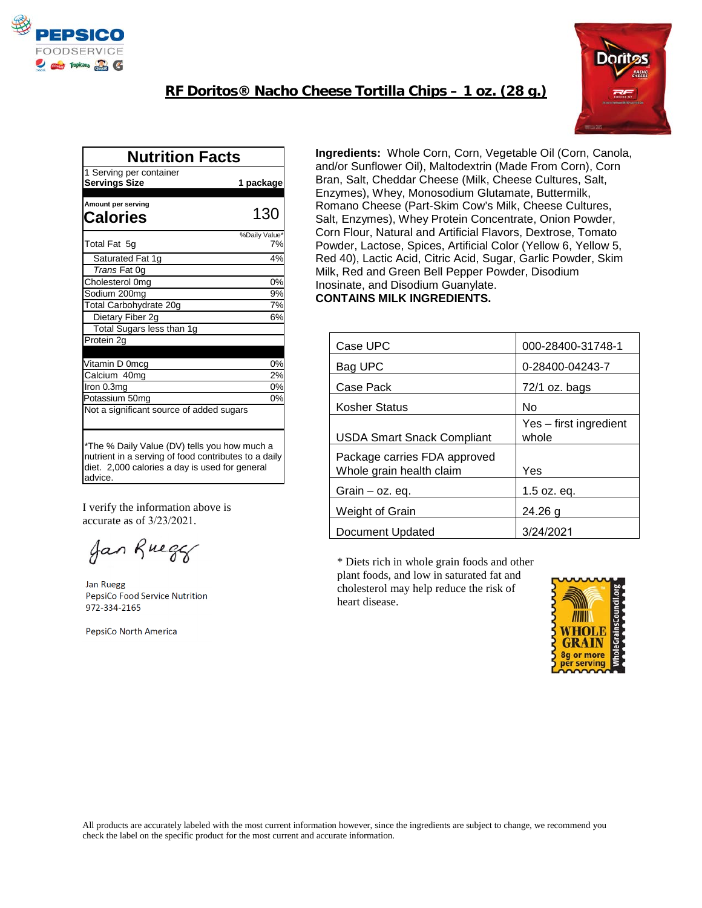# RF Doritos® Nacho Cheese Tortilla Chips – 1 oz. (28 g.)

## Nutrition Facts

| 1 Serving per container | |
|---|---|
| **Servings Size** | **1 package** |
| Amount per serving | |
| **Calories** | **130** |
| | %Daily Value* |
| Total Fat 5g | 7% |
| Saturated Fat 1g | 4% |
| *Trans* Fat 0g | |
| Cholesterol 0mg | 0% |
| Sodium 200mg | 9% |
| Total Carbohydrate 20g | 7% |
| Dietary Fiber 2g | 6% |
| Total Sugars less than 1g | |
| Protein 2g | |
| Vitamin D 0mcg | 0% |
| Calcium 40mg | 2% |
| Iron 0.3mg | 0% |
| Potassium 50mg | 0% |
| Not a significant source of added sugars | |

*The % Daily Value (DV) tells you how much a nutrient in a serving of food contributes to a daily diet. 2,000 calories a day is used for general advice.

**Ingredients:** Whole Corn, Corn, Vegetable Oil (Corn, Canola, and/or Sunflower Oil), Maltodextrin (Made From Corn), Corn Bran, Salt, Cheddar Cheese (Milk, Cheese Cultures, Salt, Enzymes), Whey, Monosodium Glutamate, Buttermilk, Romano Cheese (Part-Skim Cow's Milk, Cheese Cultures, Salt, Enzymes), Whey Protein Concentrate, Onion Powder, Corn Flour, Natural and Artificial Flavors, Dextrose, Tomato Powder, Lactose, Spices, Artificial Color (Yellow 6, Yellow 5, Red 40), Lactic Acid, Citric Acid, Sugar, Garlic Powder, Skim Milk, Red and Green Bell Pepper Powder, Disodium Inosinate, and Disodium Guanylate.
**CONTAINS MILK INGREDIENTS.**

| | |
|---|---|
| Case UPC | 000-28400-31748-1 |
| Bag UPC | 0-28400-04243-7 |
| Case Pack | 72/1 oz. bags |
| Kosher Status | No |
| USDA Smart Snack Compliant | Yes – first ingredient whole |
| Package carries FDA approved Whole grain health claim | Yes |
| Grain – oz. eq. | 1.5 oz. eq. |
| Weight of Grain | 24.26 g |
| Document Updated | 3/24/2021 |

I verify the information above is accurate as of 3/23/2021.

Jan Ruegg

Jan Ruegg
PepsiCo Food Service Nutrition
972-334-2165

PepsiCo North America

* Diets rich in whole grain foods and other plant foods, and low in saturated fat and cholesterol may help reduce the risk of heart disease.

WHOLE GRAIN 8g or more per serving WholeGrainsCouncil.org

All products are accurately labeled with the most current information however, since the ingredients are subject to change, we recommend you check the label on the specific product for the most current and accurate information.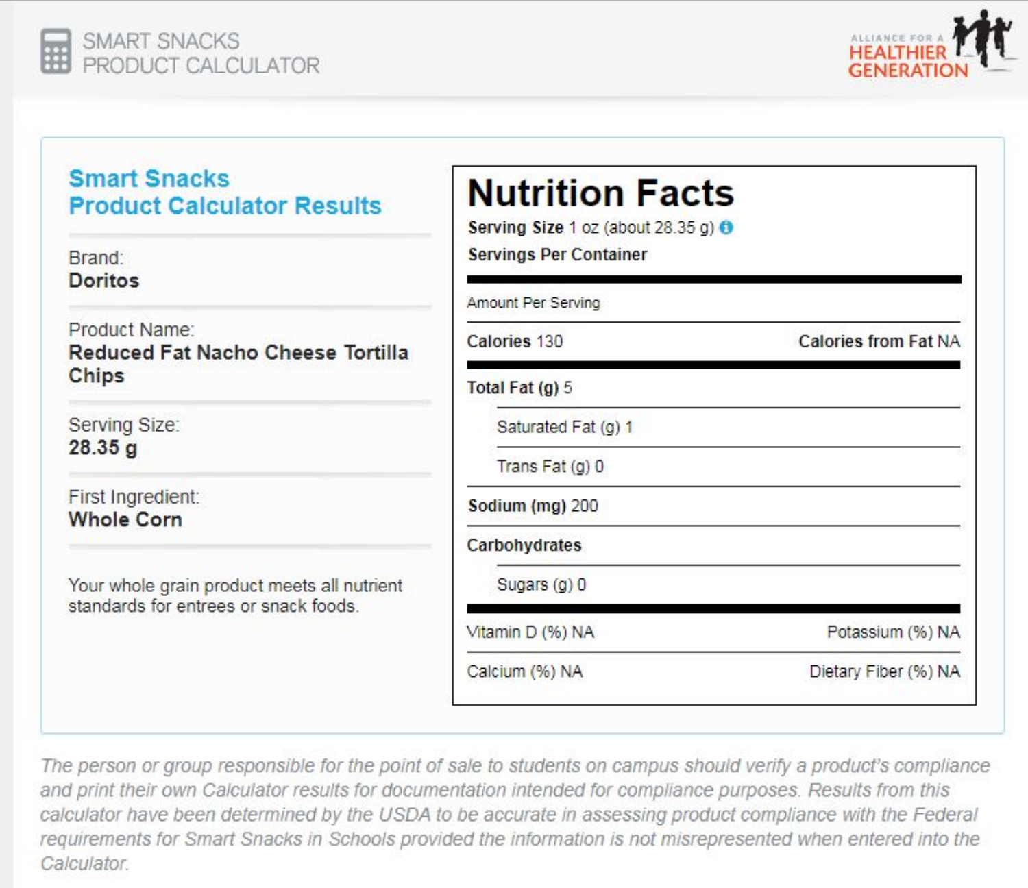SMART SNACKS
PRODUCT CALCULATOR

ALLIANCE FOR A HEALTHIER GENERATION

## Smart Snacks Product Calculator Results

Brand:
**Doritos**

Product Name:
**Reduced Fat Nacho Cheese Tortilla Chips**

Serving Size:
**28.35 g**

First Ingredient:
**Whole Corn**

Your whole grain product meets all nutrient standards for entrees or snack foods.

## Nutrition Facts

**Serving Size** 1 oz (about 28.35 g)

**Servings Per Container**

Amount Per Serving

| | |
|---|---|
| **Calories** 130 | **Calories from Fat** NA |
| **Total Fat (g)** 5 | |
| Saturated Fat (g) 1 | |
| Trans Fat (g) 0 | |
| **Sodium (mg)** 200 | |
| **Carbohydrates** | |
| Sugars (g) 0 | |
| Vitamin D (%) NA | Potassium (%) NA |
| Calcium (%) NA | Dietary Fiber (%) NA |

*The person or group responsible for the point of sale to students on campus should verify a product's compliance and print their own Calculator results for documentation intended for compliance purposes. Results from this calculator have been determined by the USDA to be accurate in assessing product compliance with the Federal requirements for Smart Snacks in Schools provided the information is not misrepresented when entered into the Calculator.*